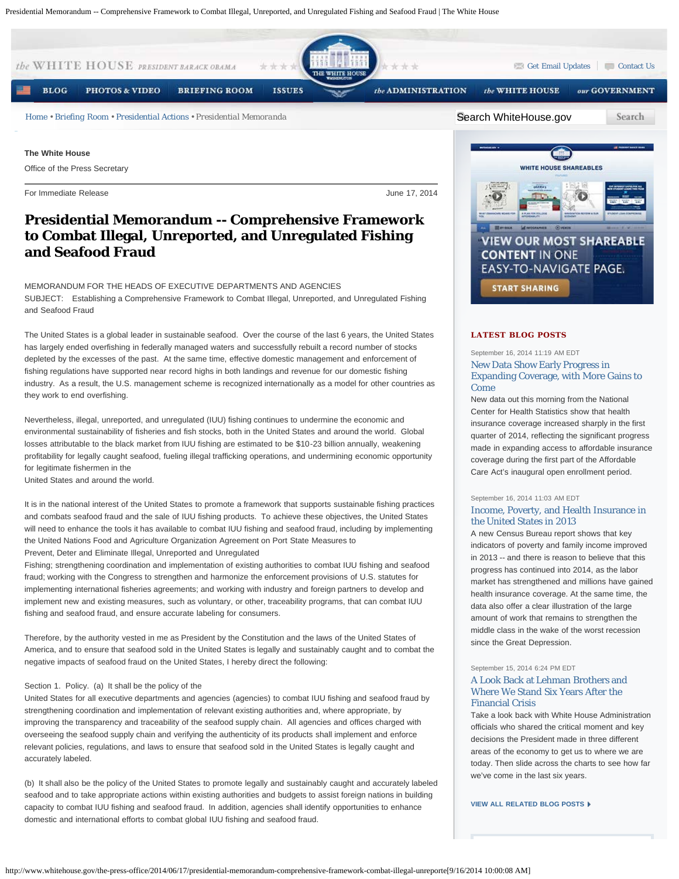The White House

Office of the Press Secretary

For Immediate Release June 17, 2014

# Presidential Memorandum -- Comprehensive Framework to Combat Illegal, Unreported, and Unregulated Fishing and Seafood Fraud

MEMORANDUM FOR THE HEADS OF EXECUTIVE DEPARTMENTS AND AGENCIES

SUBJECT: Establishing a Comprehensive Framework to Combat Illegal, Unreported, and Unregulated Fishing and Seafood Fraud

The United States is a global leader in sustainable seafood. Over the course of the last 6 years, the United States has largely ended overfishing in federally managed waters and successfully rebuilt a record number of stocks depleted by the excesses of the past. At the same time, effective domestic management and enforcement of fishing regulations have supported near record highs in both landings and revenue for our domestic fishing industry. As a result, the U.S. management scheme is recognized internationally as a model for other countries as they work to end overfishing.

Nevertheless, illegal, unreported, and unregulated (IUU) fishing continues to undermine the economic and environmental sustainability of fisheries and fish stocks, both in the United States and around the world. Global losses attributable to the black market from IUU fishing are estimated to be $10-23 billion annually, weakening profitability for legally caught seafood, fueling illegal trafficking operations, and undermining economic opportunity for legitimate fishermen in the United States and around the world.

It is in the national interest of the United States to promote a framework that supports sustainable fishing practices and combats seafood fraud and the sale of IUU fishing products. To achieve these objectives, the United States will need to enhance the tools it has available to combat IUU fishing and seafood fraud, including by implementing the United Nations Food and Agriculture Organization Agreement on Port State Measures to Prevent, Deter and Eliminate Illegal, Unreported and Unregulated Fishing; strengthening coordination and implementation of existing authorities to combat IUU fishing and seafood fraud; working with the Congress to strengthen and harmonize the enforcement provisions of U.S. statutes for implementing international fisheries agreements; and working with industry and foreign partners to develop and implement new and existing measures, such as voluntary, or other, traceability programs, that can combat IUU fishing and seafood fraud, and ensure accurate labeling for consumers.

Therefore, by the authority vested in me as President by the Constitution and the laws of the United States of America, and to ensure that seafood sold in the United States is legally and sustainably caught and to combat the negative impacts of seafood fraud on the United States, I hereby direct the following:

Section 1. Policy. (a) It shall be the policy of the United States for all executive departments and agencies (agencies) to combat IUU fishing and seafood fraud by strengthening coordination and implementation of relevant existing authorities and, where appropriate, by improving the transparency and traceability of the seafood supply chain. All agencies and offices charged with overseeing the seafood supply chain and verifying the authenticity of its products shall implement and enforce relevant policies, regulations, and laws to ensure that seafood sold in the United States is legally caught and accurately labeled.

(b) It shall also be the policy of the United States to promote legally and sustainably caught and accurately labeled seafood and to take appropriate actions within existing authorities and budgets to assist foreign nations in building capacity to combat IUU fishing and seafood fraud. In addition, agencies shall identify opportunities to enhance domestic and international efforts to combat global IUU fishing and seafood fraud.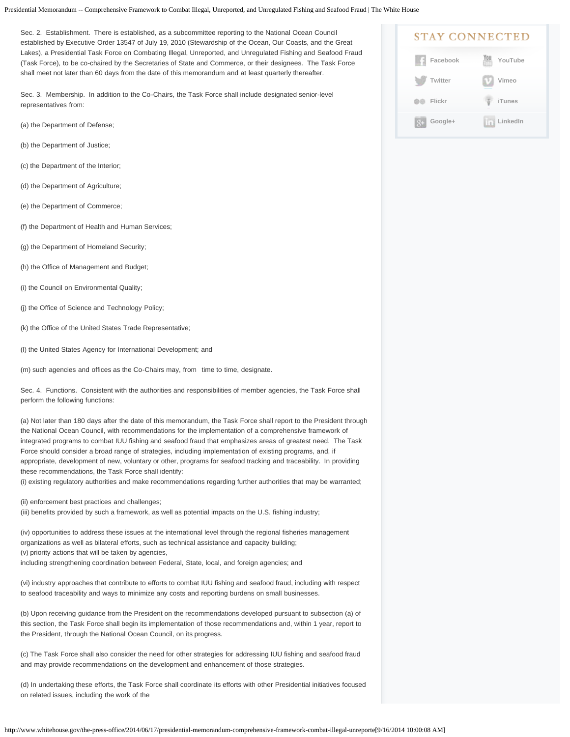Sec. 2. Establishment. There is established, as a subcommittee reporting to the National Ocean Council established by Executive Order 13547 of July 19, 2010 (Stewardship of the Ocean, Our Coasts, and the Great Lakes), a Presidential Task Force on Combating Illegal, Unreported, and Unregulated Fishing and Seafood Fraud (Task Force), to be co-chaired by the Secretaries of State and Commerce, or their designees. The Task Force shall meet not later than 60 days from the date of this memorandum and at least quarterly thereafter.

Sec. 3. Membership. In addition to the Co-Chairs, the Task Force shall include designated senior-level representatives from:

(a) the Department of Defense;

(b) the Department of Justice;

(c) the Department of the Interior;

(d) the Department of Agriculture;

(e) the Department of Commerce;

(f) the Department of Health and Human Services;

(g) the Department of Homeland Security;

(h) the Office of Management and Budget;

(i) the Council on Environmental Quality;

(j) the Office of Science and Technology Policy;

(k) the Office of the United States Trade Representative;

(l) the United States Agency for International Development; and

(m) such agencies and offices as the Co-Chairs may, from time to time, designate.

Sec. 4. Functions. Consistent with the authorities and responsibilities of member agencies, the Task Force shall perform the following functions:

(a) Not later than 180 days after the date of this memorandum, the Task Force shall report to the President through the National Ocean Council, with recommendations for the implementation of a comprehensive framework of integrated programs to combat IUU fishing and seafood fraud that emphasizes areas of greatest need. The Task Force should consider a broad range of strategies, including implementation of existing programs, and, if appropriate, development of new, voluntary or other, programs for seafood tracking and traceability. In providing these recommendations, the Task Force shall identify:
(i) existing regulatory authorities and make recommendations regarding further authorities that may be warranted;

(ii) enforcement best practices and challenges;
(iii) benefits provided by such a framework, as well as potential impacts on the U.S. fishing industry;

(iv) opportunities to address these issues at the international level through the regional fisheries management organizations as well as bilateral efforts, such as technical assistance and capacity building;
(v) priority actions that will be taken by agencies,
including strengthening coordination between Federal, State, local, and foreign agencies; and

(vi) industry approaches that contribute to efforts to combat IUU fishing and seafood fraud, including with respect to seafood traceability and ways to minimize any costs and reporting burdens on small businesses.

(b) Upon receiving guidance from the President on the recommendations developed pursuant to subsection (a) of this section, the Task Force shall begin its implementation of those recommendations and, within 1 year, report to the President, through the National Ocean Council, on its progress.

(c) The Task Force shall also consider the need for other strategies for addressing IUU fishing and seafood fraud and may provide recommendations on the development and enhancement of those strategies.

(d) In undertaking these efforts, the Task Force shall coordinate its efforts with other Presidential initiatives focused on related issues, including the work of the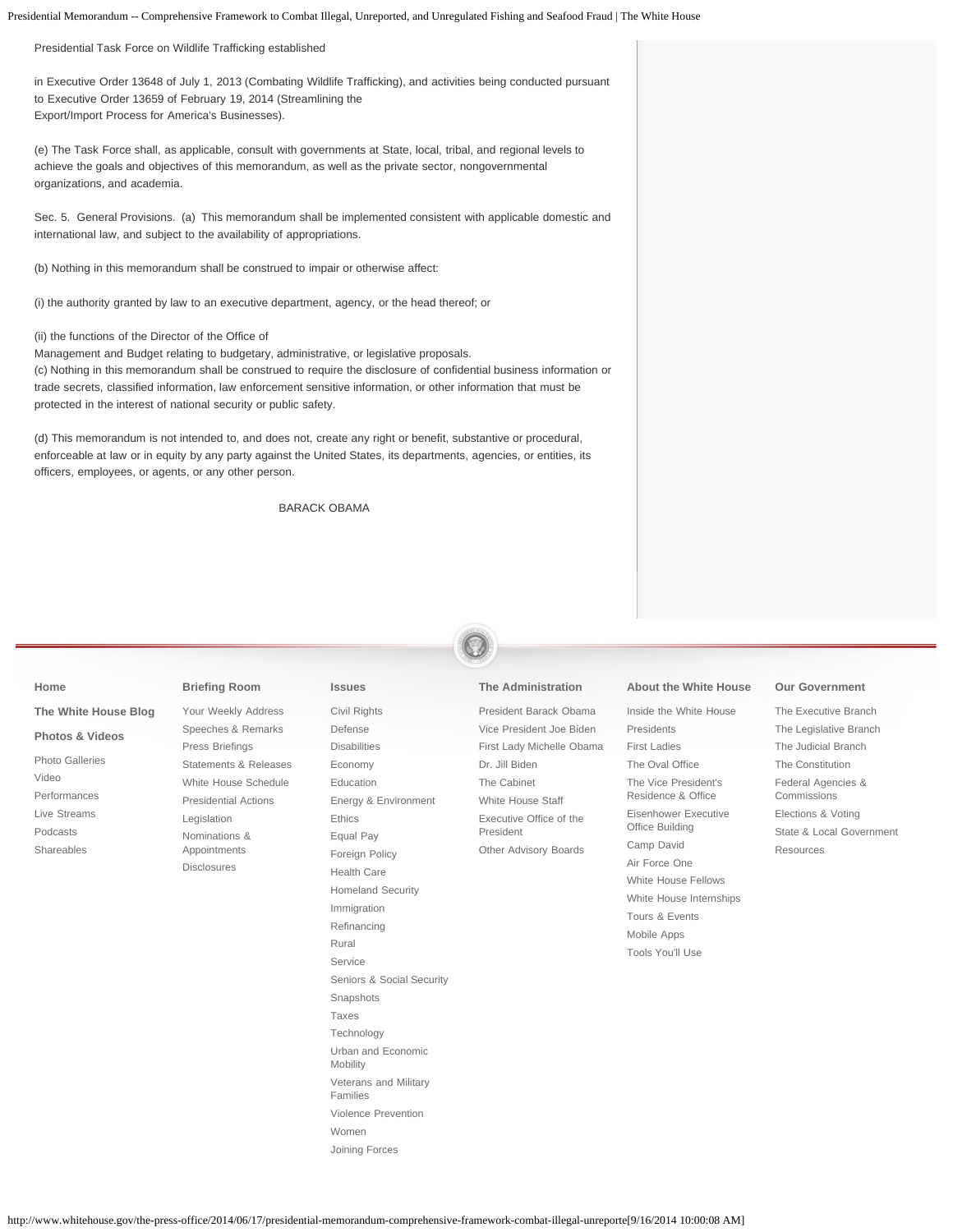Presidential Task Force on Wildlife Trafficking established

in Executive Order 13648 of July 1, 2013 (Combating Wildlife Trafficking), and activities being conducted pursuant to Executive Order 13659 of February 19, 2014 (Streamlining the Export/Import Process for America's Businesses).

(e) The Task Force shall, as applicable, consult with governments at State, local, tribal, and regional levels to achieve the goals and objectives of this memorandum, as well as the private sector, nongovernmental organizations, and academia.

Sec. 5. General Provisions. (a) This memorandum shall be implemented consistent with applicable domestic and international law, and subject to the availability of appropriations.

(b) Nothing in this memorandum shall be construed to impair or otherwise affect:

(i) the authority granted by law to an executive department, agency, or the head thereof; or

(ii) the functions of the Director of the Office of Management and Budget relating to budgetary, administrative, or legislative proposals.

(c) Nothing in this memorandum shall be construed to require the disclosure of confidential business information or trade secrets, classified information, law enforcement sensitive information, or other information that must be protected in the interest of national security or public safety.

(d) This memorandum is not intended to, and does not, create any right or benefit, substantive or procedural, enforceable at law or in equity by any party against the United States, its departments, agencies, or entities, its officers, employees, or agents, or any other person.

BARACK OBAMA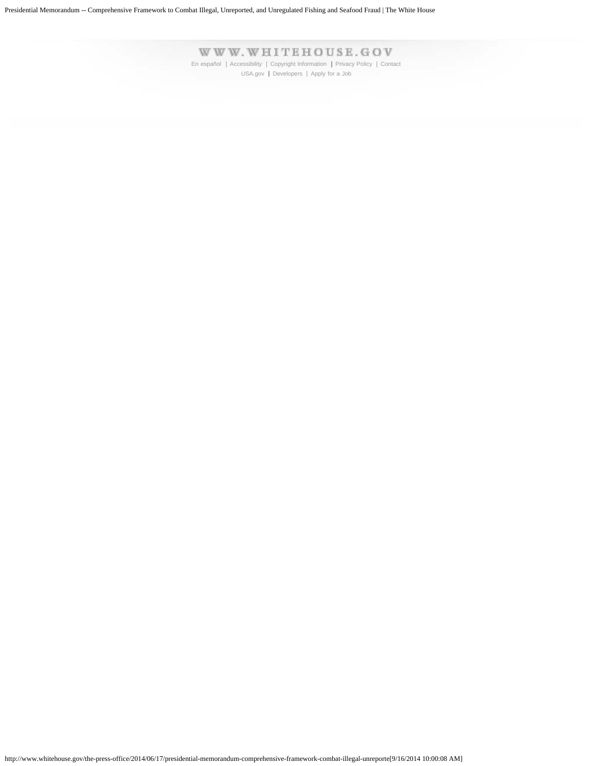WWW.WHITEHOUSE.GOV

En español | Accessibility | Copyright Information | Privacy Policy | Contact

USA.gov | Developers | Apply for a Job